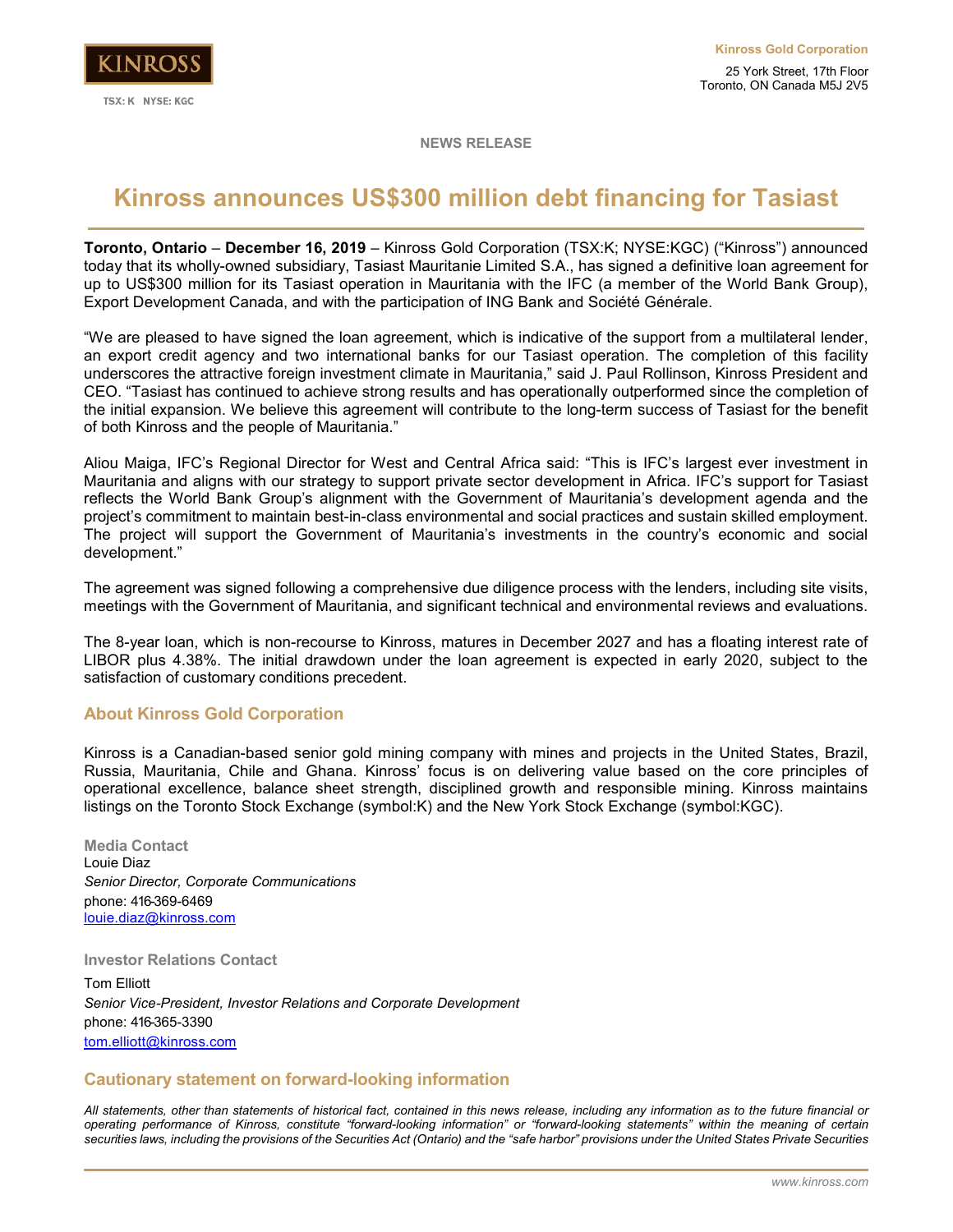KINROSS

TSX: K NYSE: KGC

**Kinross Gold Corporation**

25 York Street, 17th Floor
Toronto, ON Canada M5J 2V5

**NEWS RELEASE**

# Kinross announces US$300 million debt financing for Tasiast

**Toronto, Ontario** – **December 16, 2019** – Kinross Gold Corporation (TSX:K; NYSE:KGC) ("Kinross") announced today that its wholly-owned subsidiary, Tasiast Mauritanie Limited S.A., has signed a definitive loan agreement for up to US$300 million for its Tasiast operation in Mauritania with the IFC (a member of the World Bank Group), Export Development Canada, and with the participation of ING Bank and Société Générale.

"We are pleased to have signed the loan agreement, which is indicative of the support from a multilateral lender, an export credit agency and two international banks for our Tasiast operation. The completion of this facility underscores the attractive foreign investment climate in Mauritania," said J. Paul Rollinson, Kinross President and CEO. "Tasiast has continued to achieve strong results and has operationally outperformed since the completion of the initial expansion. We believe this agreement will contribute to the long-term success of Tasiast for the benefit of both Kinross and the people of Mauritania."

Aliou Maiga, IFC's Regional Director for West and Central Africa said: "This is IFC's largest ever investment in Mauritania and aligns with our strategy to support private sector development in Africa. IFC's support for Tasiast reflects the World Bank Group's alignment with the Government of Mauritania's development agenda and the project's commitment to maintain best-in-class environmental and social practices and sustain skilled employment. The project will support the Government of Mauritania's investments in the country's economic and social development."

The agreement was signed following a comprehensive due diligence process with the lenders, including site visits, meetings with the Government of Mauritania, and significant technical and environmental reviews and evaluations.

The 8-year loan, which is non-recourse to Kinross, matures in December 2027 and has a floating interest rate of LIBOR plus 4.38%. The initial drawdown under the loan agreement is expected in early 2020, subject to the satisfaction of customary conditions precedent.

## About Kinross Gold Corporation

Kinross is a Canadian-based senior gold mining company with mines and projects in the United States, Brazil, Russia, Mauritania, Chile and Ghana. Kinross' focus is on delivering value based on the core principles of operational excellence, balance sheet strength, disciplined growth and responsible mining. Kinross maintains listings on the Toronto Stock Exchange (symbol:K) and the New York Stock Exchange (symbol:KGC).

**Media Contact**
Louie Diaz
*Senior Director, Corporate Communications*
phone: 416-369-6469
louie.diaz@kinross.com

**Investor Relations Contact**
Tom Elliott
*Senior Vice-President, Investor Relations and Corporate Development*
phone: 416-365-3390
tom.elliott@kinross.com

## Cautionary statement on forward-looking information

*All statements, other than statements of historical fact, contained in this news release, including any information as to the future financial or operating performance of Kinross, constitute "forward-looking information" or "forward-looking statements" within the meaning of certain securities laws, including the provisions of the Securities Act (Ontario) and the "safe harbor" provisions under the United States Private Securities*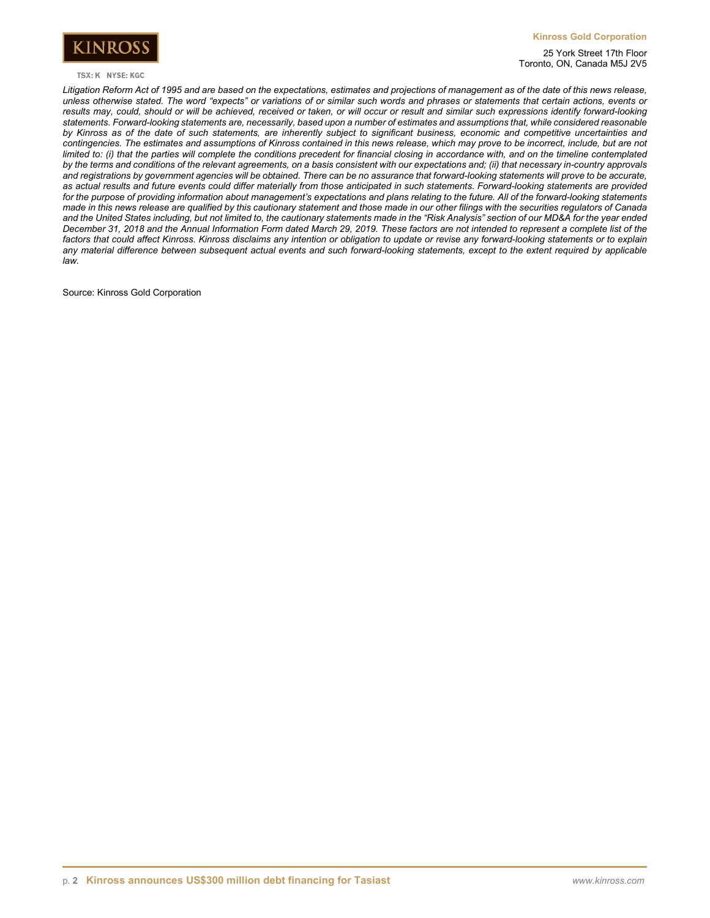*Litigation Reform Act of 1995 and are based on the expectations, estimates and projections of management as of the date of this news release, unless otherwise stated. The word "expects" or variations of or similar such words and phrases or statements that certain actions, events or results may, could, should or will be achieved, received or taken, or will occur or result and similar such expressions identify forward-looking statements. Forward-looking statements are, necessarily, based upon a number of estimates and assumptions that, while considered reasonable by Kinross as of the date of such statements, are inherently subject to significant business, economic and competitive uncertainties and contingencies. The estimates and assumptions of Kinross contained in this news release, which may prove to be incorrect, include, but are not limited to: (i) that the parties will complete the conditions precedent for financial closing in accordance with, and on the timeline contemplated by the terms and conditions of the relevant agreements, on a basis consistent with our expectations and; (ii) that necessary in-country approvals and registrations by government agencies will be obtained. There can be no assurance that forward-looking statements will prove to be accurate, as actual results and future events could differ materially from those anticipated in such statements. Forward-looking statements are provided for the purpose of providing information about management's expectations and plans relating to the future. All of the forward-looking statements made in this news release are qualified by this cautionary statement and those made in our other filings with the securities regulators of Canada and the United States including, but not limited to, the cautionary statements made in the "Risk Analysis" section of our MD&A for the year ended December 31, 2018 and the Annual Information Form dated March 29, 2019. These factors are not intended to represent a complete list of the factors that could affect Kinross. Kinross disclaims any intention or obligation to update or revise any forward-looking statements or to explain any material difference between subsequent actual events and such forward-looking statements, except to the extent required by applicable law.*

Source: Kinross Gold Corporation